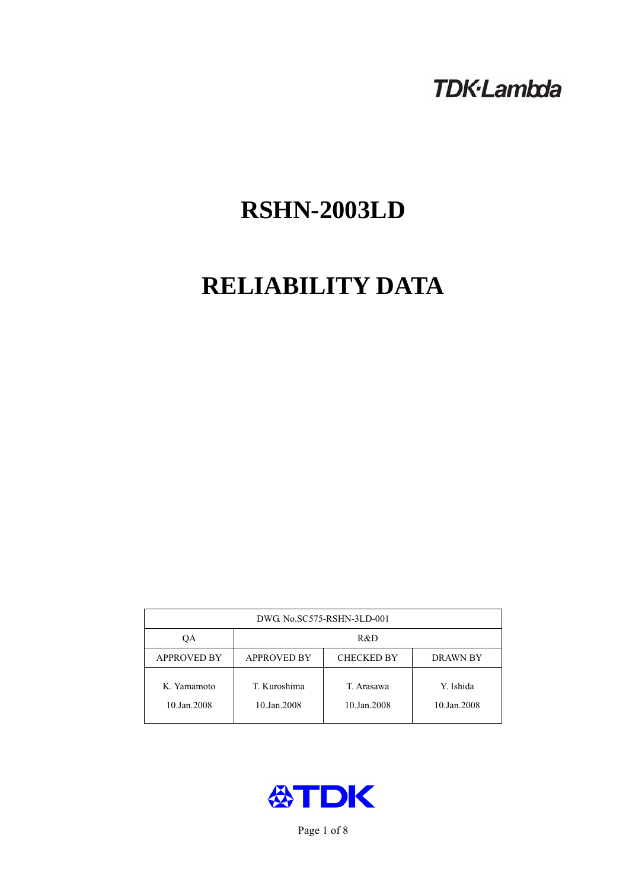TDK·Lambda

# RSHN-2003LD

# RELIABILITY DATA

| DWG. No.SC575-RSHN-3LD-001 | | | |
|---|---|---|---|
| QA | R&D | | |
| APPROVED BY | APPROVED BY | CHECKED BY | DRAWN BY |
| K. Yamamoto<br>10.Jan.2008 | T. Kuroshima<br>10.Jan.2008 | T. Arasawa<br>10.Jan.2008 | Y. Ishida<br>10.Jan.2008 |

TDK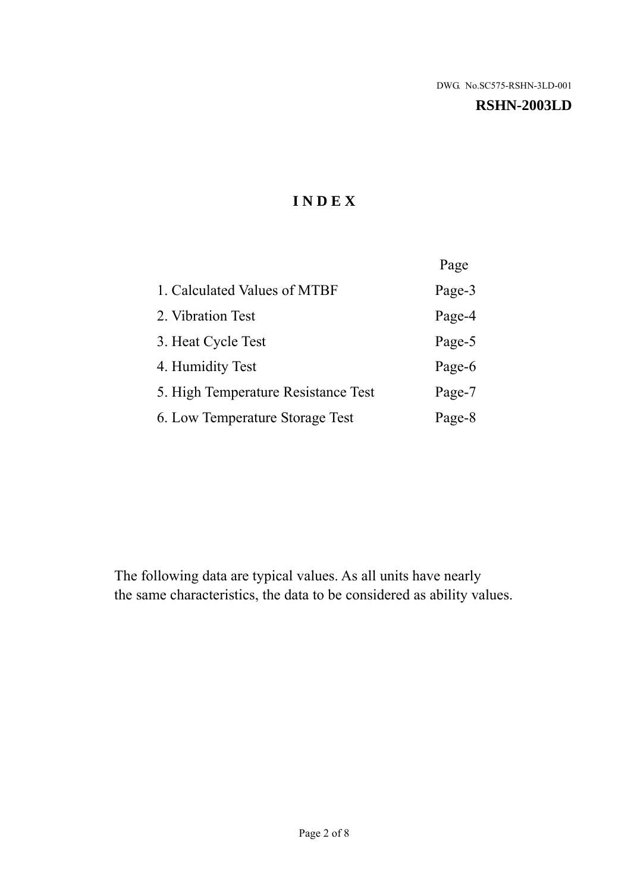DWG. No.SC575-RSHN-3LD-001

**RSHN-2003LD**

# INDEX

| | Page |
|---|---|
| 1. Calculated Values of MTBF | Page-3 |
| 2. Vibration Test | Page-4 |
| 3. Heat Cycle Test | Page-5 |
| 4. Humidity Test | Page-6 |
| 5. High Temperature Resistance Test | Page-7 |
| 6. Low Temperature Storage Test | Page-8 |

The following data are typical values. As all units have nearly the same characteristics, the data to be considered as ability values.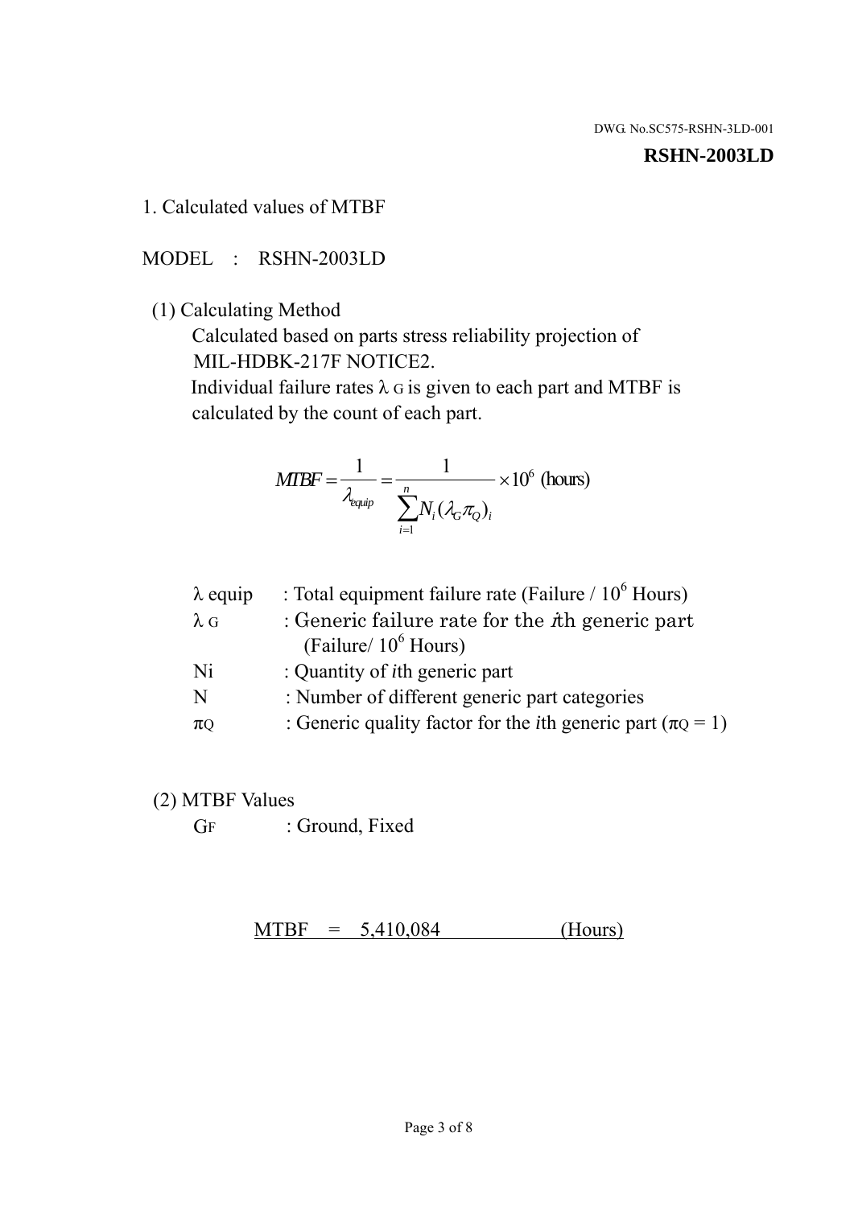DWG. No.SC575-RSHN-3LD-001

**RSHN-2003LD**

## 1. Calculated values of MTBF

MODEL : RSHN-2003LD

(1) Calculating Method

Calculated based on parts stress reliability projection of MIL-HDBK-217F NOTICE2.

Individual failure rates $\lambda_G$ is given to each part and MTBF is calculated by the count of each part.

$$MTBF = \frac{1}{\lambda_{equip}} = \frac{1}{\sum_{i=1}^{n} N_i (\lambda_G \pi_Q)_i} \times 10^6 \text{ (hours)}$$

| | |
|---|---|
| $\lambda$ equip | : Total equipment failure rate (Failure / $10^6$ Hours) |
| $\lambda_G$ | : Generic failure rate for the $i$th generic part (Failure/ $10^6$ Hours) |
| Ni | : Quantity of $i$th generic part |
| N | : Number of different generic part categories |
| $\pi_Q$ | : Generic quality factor for the $i$th generic part ($\pi_Q = 1$) |

(2) MTBF Values

$G_F$ : Ground, Fixed

MTBF = 5,410,084 (Hours)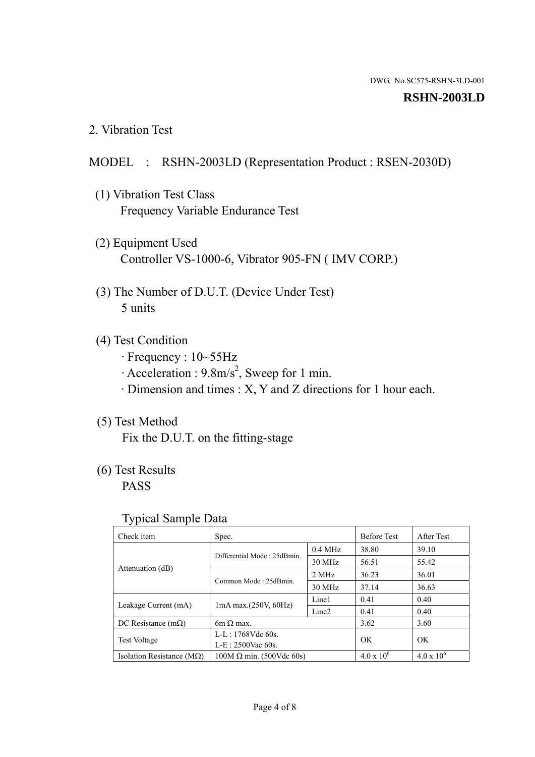DWG. No.SC575-RSHN-3LD-001

**RSHN-2003LD**

## 2. Vibration Test

MODEL : RSHN-2003LD (Representation Product : RSEN-2030D)

(1) Vibration Test Class
  Frequency Variable Endurance Test

(2) Equipment Used
  Controller VS-1000-6, Vibrator 905-FN ( IMV CORP.)

(3) The Number of D.U.T. (Device Under Test)
  5 units

(4) Test Condition
  · Frequency : 10~55Hz
  · Acceleration : 9.8m/s$^2$, Sweep for 1 min.
  · Dimension and times : X, Y and Z directions for 1 hour each.

(5) Test Method
  Fix the D.U.T. on the fitting-stage

(6) Test Results
  PASS

Typical Sample Data

| Check item | Spec. | | Before Test | After Test |
|---|---|---|---|---|
| Attenuation (dB) | Differential Mode : 25dBmin. | 0.4 MHz | 38.80 | 39.10 |
| | | 30 MHz | 56.51 | 55.42 |
| | Common Mode : 25dBmin. | 2 MHz | 36.23 | 36.01 |
| | | 30 MHz | 37.14 | 36.63 |
| Leakage Current (mA) | 1mA max.(250V, 60Hz) | Line1 | 0.41 | 0.40 |
| | | Line2 | 0.41 | 0.40 |
| DC Resistance (mΩ) | 6m Ω max. | | 3.62 | 3.60 |
| Test Voltage | L-L : 1768Vdc 60s.<br>L-E : 2500Vac 60s. | | OK | OK |
| Isolation Resistance (MΩ) | 100M Ω min. (500Vdc 60s) | | 4.0 x $10^6$ | 4.0 x $10^6$ |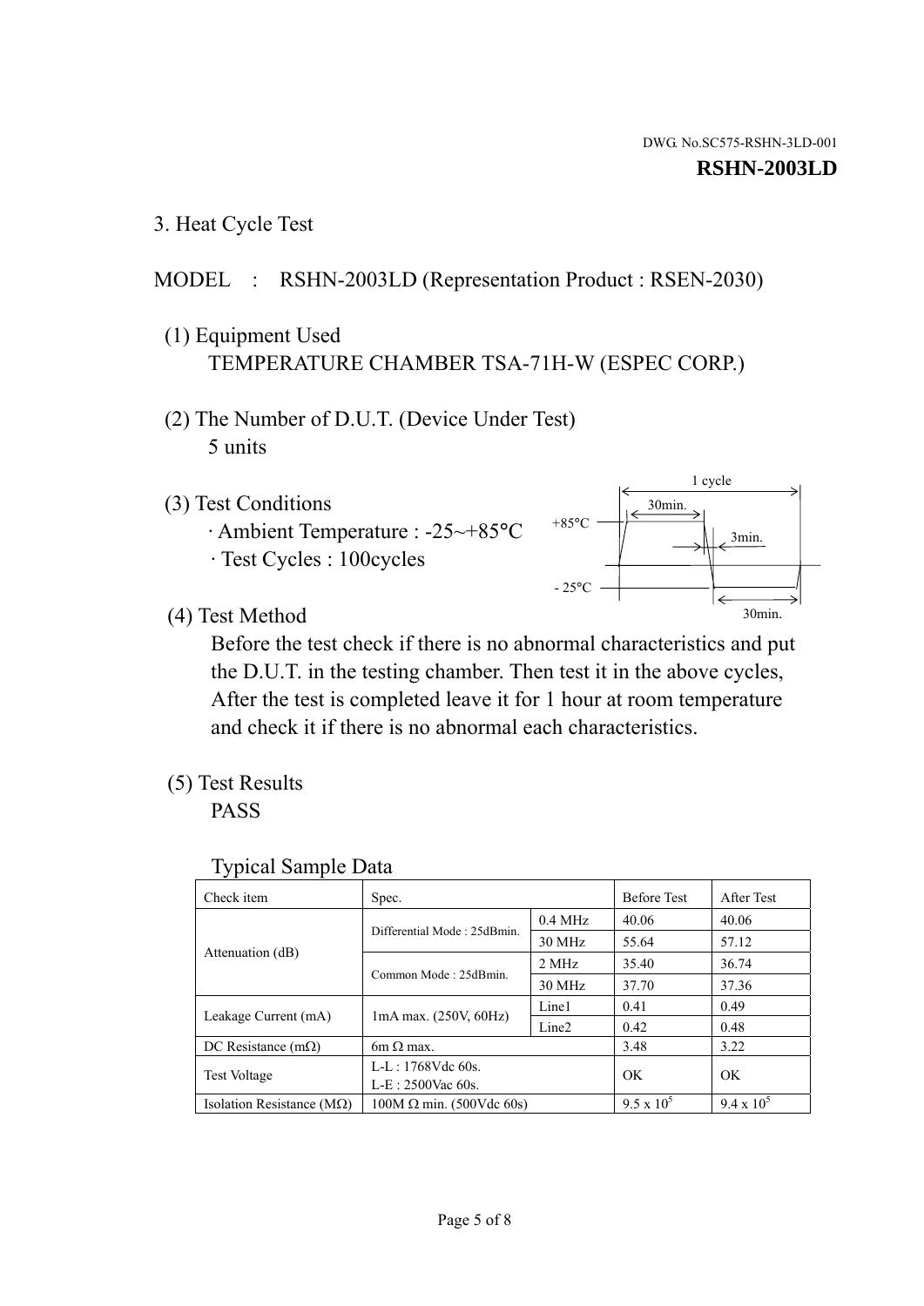DWG. No.SC575-RSHN-3LD-001

**RSHN-2003LD**

## 3. Heat Cycle Test

MODEL : RSHN-2003LD (Representation Product : RSEN-2030)

(1) Equipment Used
TEMPERATURE CHAMBER TSA-71H-W (ESPEC CORP.)

(2) The Number of D.U.T. (Device Under Test)
5 units

(3) Test Conditions
· Ambient Temperature : -25~+85°C
· Test Cycles : 100cycles

1 cycle
30min.
+85°C
3min.
- 25°C
30min.

(4) Test Method
Before the test check if there is no abnormal characteristics and put the D.U.T. in the testing chamber. Then test it in the above cycles, After the test is completed leave it for 1 hour at room temperature and check it if there is no abnormal each characteristics.

(5) Test Results
PASS

Typical Sample Data

| Check item | Spec. | | Before Test | After Test |
|---|---|---|---|---|
| Attenuation (dB) | Differential Mode : 25dBmin. | 0.4 MHz | 40.06 | 40.06 |
| | | 30 MHz | 55.64 | 57.12 |
| | Common Mode : 25dBmin. | 2 MHz | 35.40 | 36.74 |
| | | 30 MHz | 37.70 | 37.36 |
| Leakage Current (mA) | 1mA max. (250V, 60Hz) | Line1 | 0.41 | 0.49 |
| | | Line2 | 0.42 | 0.48 |
| DC Resistance (mΩ) | 6m Ω max. | | 3.48 | 3.22 |
| Test Voltage | L-L : 1768Vdc 60s.<br>L-E : 2500Vac 60s. | | OK | OK |
| Isolation Resistance (MΩ) | 100M Ω min. (500Vdc 60s) | | $9.5 \times 10^5$ | $9.4 \times 10^5$ |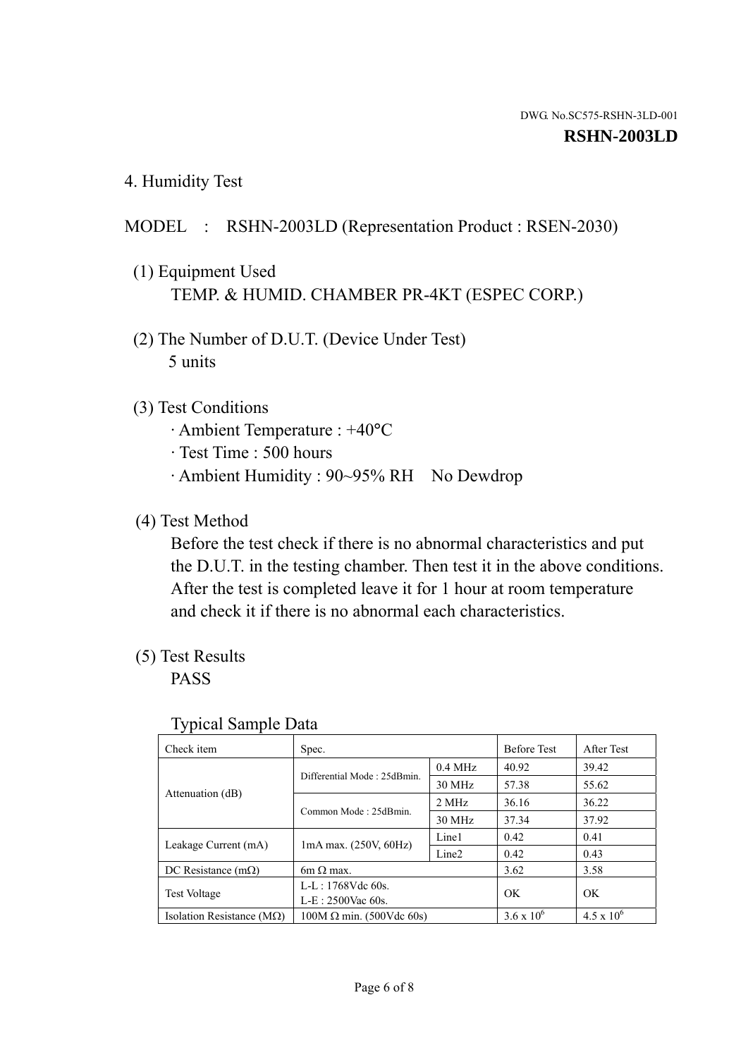DWG. No.SC575-RSHN-3LD-001

**RSHN-2003LD**

## 4. Humidity Test

MODEL : RSHN-2003LD (Representation Product : RSEN-2030)

(1) Equipment Used

TEMP. & HUMID. CHAMBER PR-4KT (ESPEC CORP.)

(2) The Number of D.U.T. (Device Under Test)

5 units

(3) Test Conditions

· Ambient Temperature : +40°C
· Test Time : 500 hours
· Ambient Humidity : 90~95% RH No Dewdrop

(4) Test Method

Before the test check if there is no abnormal characteristics and put the D.U.T. in the testing chamber. Then test it in the above conditions. After the test is completed leave it for 1 hour at room temperature and check it if there is no abnormal each characteristics.

(5) Test Results

PASS

Typical Sample Data

| Check item | Spec. | | Before Test | After Test |
|---|---|---|---|---|
| Attenuation (dB) | Differential Mode : 25dBmin. | 0.4 MHz | 40.92 | 39.42 |
| | | 30 MHz | 57.38 | 55.62 |
| | Common Mode : 25dBmin. | 2 MHz | 36.16 | 36.22 |
| | | 30 MHz | 37.34 | 37.92 |
| Leakage Current (mA) | 1mA max. (250V, 60Hz) | Line1 | 0.42 | 0.41 |
| | | Line2 | 0.42 | 0.43 |
| DC Resistance (mΩ) | 6m Ω max. | | 3.62 | 3.58 |
| Test Voltage | L-L : 1768Vdc 60s.<br>L-E : 2500Vac 60s. | | OK | OK |
| Isolation Resistance (MΩ) | 100M Ω min. (500Vdc 60s) | | $3.6 \times 10^6$ | $4.5 \times 10^6$ |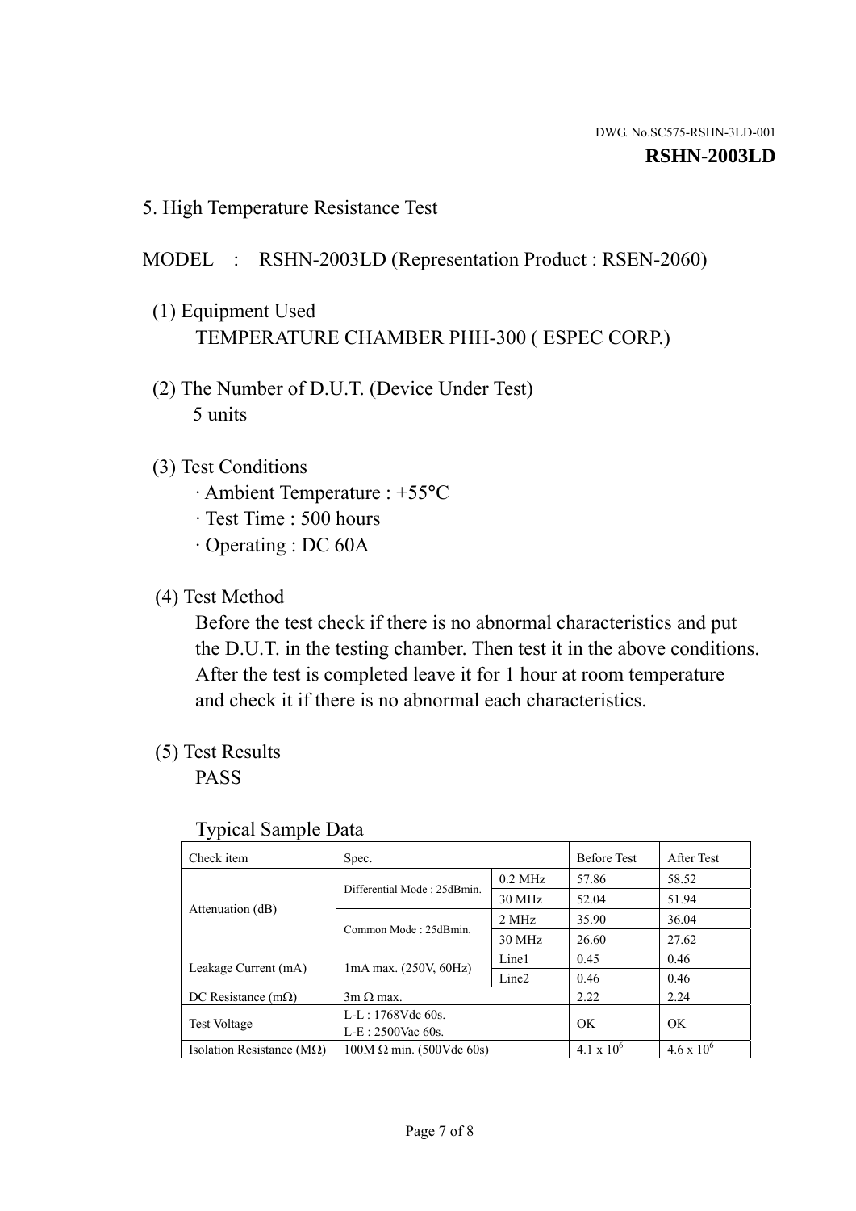DWG. No.SC575-RSHN-3LD-001

**RSHN-2003LD**

## 5. High Temperature Resistance Test

MODEL : RSHN-2003LD (Representation Product : RSEN-2060)

(1) Equipment Used
TEMPERATURE CHAMBER PHH-300 ( ESPEC CORP.)

(2) The Number of D.U.T. (Device Under Test)
5 units

(3) Test Conditions
· Ambient Temperature : +55°C
· Test Time : 500 hours
· Operating : DC 60A

(4) Test Method
Before the test check if there is no abnormal characteristics and put the D.U.T. in the testing chamber. Then test it in the above conditions. After the test is completed leave it for 1 hour at room temperature and check it if there is no abnormal each characteristics.

(5) Test Results
PASS

Typical Sample Data

| Check item | Spec. | | Before Test | After Test |
|---|---|---|---|---|
| Attenuation (dB) | Differential Mode : 25dBmin. | 0.2 MHz | 57.86 | 58.52 |
| | | 30 MHz | 52.04 | 51.94 |
| | Common Mode : 25dBmin. | 2 MHz | 35.90 | 36.04 |
| | | 30 MHz | 26.60 | 27.62 |
| Leakage Current (mA) | 1mA max. (250V, 60Hz) | Line1 | 0.45 | 0.46 |
| | | Line2 | 0.46 | 0.46 |
| DC Resistance (mΩ) | 3m Ω max. | | 2.22 | 2.24 |
| Test Voltage | L-L : 1768Vdc 60s.<br>L-E : 2500Vac 60s. | | OK | OK |
| Isolation Resistance (MΩ) | 100M Ω min. (500Vdc 60s) | | $4.1 \times 10^6$ | $4.6 \times 10^6$ |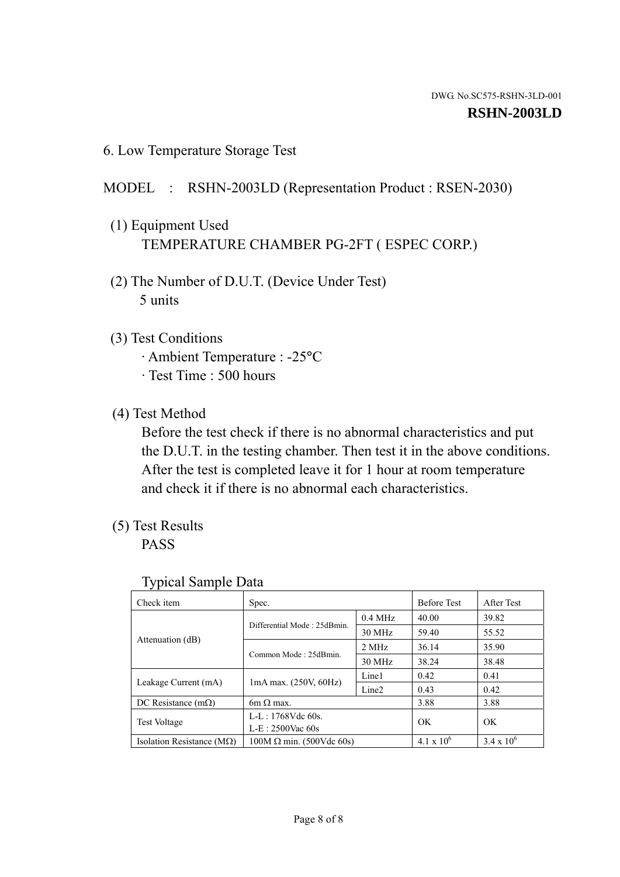DWG. No.SC575-RSHN-3LD-001

**RSHN-2003LD**

## 6. Low Temperature Storage Test

MODEL : RSHN-2003LD (Representation Product : RSEN-2030)

(1) Equipment Used
TEMPERATURE CHAMBER PG-2FT ( ESPEC CORP.)

(2) The Number of D.U.T. (Device Under Test)
5 units

(3) Test Conditions
· Ambient Temperature : -25°C
· Test Time : 500 hours

(4) Test Method
Before the test check if there is no abnormal characteristics and put the D.U.T. in the testing chamber. Then test it in the above conditions. After the test is completed leave it for 1 hour at room temperature and check it if there is no abnormal each characteristics.

(5) Test Results
PASS

Typical Sample Data

| Check item | Spec. | | Before Test | After Test |
|---|---|---|---|---|
| Attenuation (dB) | Differential Mode : 25dBmin. | 0.4 MHz | 40.00 | 39.82 |
| | | 30 MHz | 59.40 | 55.52 |
| | Common Mode : 25dBmin. | 2 MHz | 36.14 | 35.90 |
| | | 30 MHz | 38.24 | 38.48 |
| Leakage Current (mA) | 1mA max. (250V, 60Hz) | Line1 | 0.42 | 0.41 |
| | | Line2 | 0.43 | 0.42 |
| DC Resistance (mΩ) | 6m Ω max. | | 3.88 | 3.88 |
| Test Voltage | L-L : 1768Vdc 60s.<br>L-E : 2500Vac 60s | | OK | OK |
| Isolation Resistance (MΩ) | 100M Ω min. (500Vdc 60s) | | $4.1 \times 10^6$ | $3.4 \times 10^6$ |